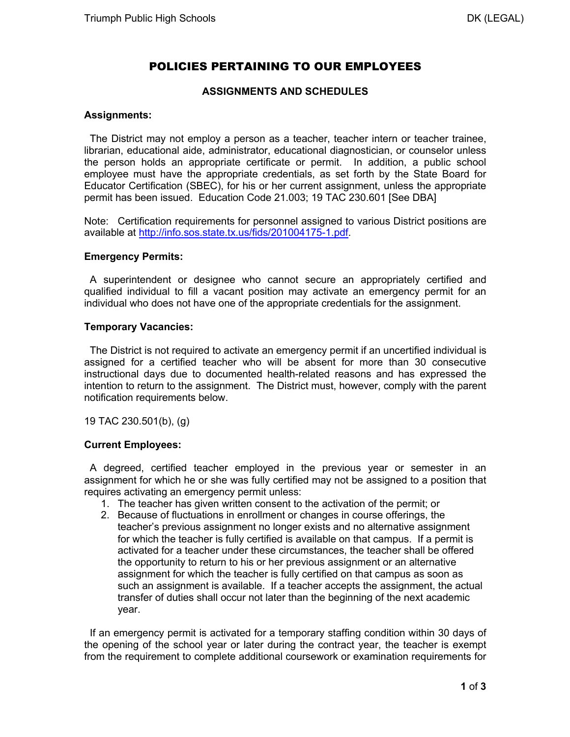# POLICIES PERTAINING TO OUR EMPLOYEES

## ASSIGNMENTS AND SCHEDULES

**Assignments:**

The District may not employ a person as a teacher, teacher intern or teacher trainee, librarian, educational aide, administrator, educational diagnostician, or counselor unless the person holds an appropriate certificate or permit. In addition, a public school employee must have the appropriate credentials, as set forth by the State Board for Educator Certification (SBEC), for his or her current assignment, unless the appropriate permit has been issued. Education Code 21.003; 19 TAC 230.601 [See DBA]

Note: Certification requirements for personnel assigned to various District positions are available at http://info.sos.state.tx.us/fids/201004175-1.pdf.

**Emergency Permits:**

A superintendent or designee who cannot secure an appropriately certified and qualified individual to fill a vacant position may activate an emergency permit for an individual who does not have one of the appropriate credentials for the assignment.

**Temporary Vacancies:**

The District is not required to activate an emergency permit if an uncertified individual is assigned for a certified teacher who will be absent for more than 30 consecutive instructional days due to documented health-related reasons and has expressed the intention to return to the assignment. The District must, however, comply with the parent notification requirements below.

19 TAC 230.501(b), (g)

**Current Employees:**

A degreed, certified teacher employed in the previous year or semester in an assignment for which he or she was fully certified may not be assigned to a position that requires activating an emergency permit unless:

1. The teacher has given written consent to the activation of the permit; or
2. Because of fluctuations in enrollment or changes in course offerings, the teacher's previous assignment no longer exists and no alternative assignment for which the teacher is fully certified is available on that campus. If a permit is activated for a teacher under these circumstances, the teacher shall be offered the opportunity to return to his or her previous assignment or an alternative assignment for which the teacher is fully certified on that campus as soon as such an assignment is available. If a teacher accepts the assignment, the actual transfer of duties shall occur not later than the beginning of the next academic year.

If an emergency permit is activated for a temporary staffing condition within 30 days of the opening of the school year or later during the contract year, the teacher is exempt from the requirement to complete additional coursework or examination requirements for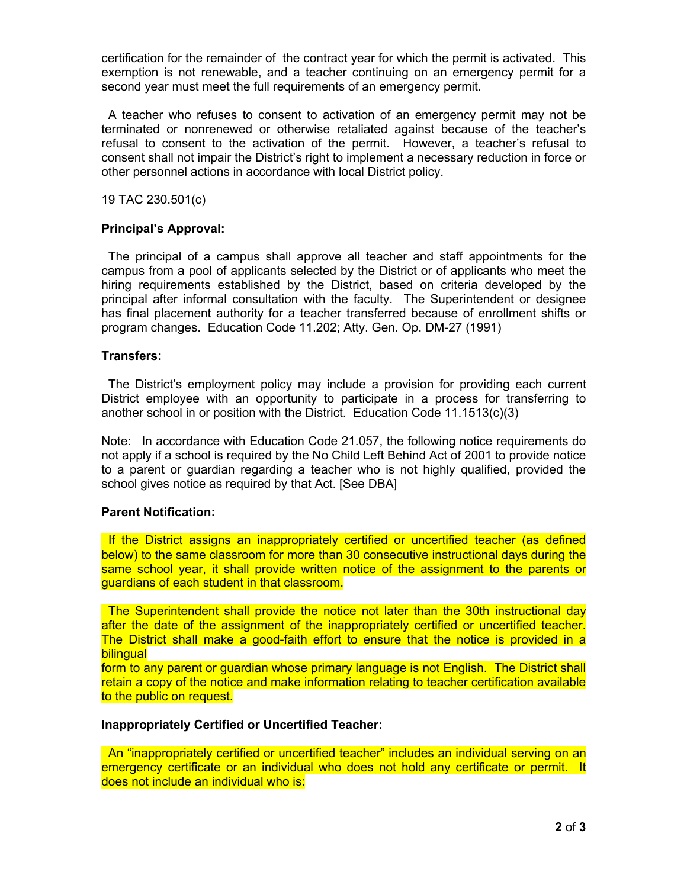certification for the remainder of the contract year for which the permit is activated. This exemption is not renewable, and a teacher continuing on an emergency permit for a second year must meet the full requirements of an emergency permit.

A teacher who refuses to consent to activation of an emergency permit may not be terminated or nonrenewed or otherwise retaliated against because of the teacher's refusal to consent to the activation of the permit. However, a teacher's refusal to consent shall not impair the District's right to implement a necessary reduction in force or other personnel actions in accordance with local District policy.

19 TAC 230.501(c)

**Principal's Approval:**

The principal of a campus shall approve all teacher and staff appointments for the campus from a pool of applicants selected by the District or of applicants who meet the hiring requirements established by the District, based on criteria developed by the principal after informal consultation with the faculty. The Superintendent or designee has final placement authority for a teacher transferred because of enrollment shifts or program changes. Education Code 11.202; Atty. Gen. Op. DM-27 (1991)

**Transfers:**

The District's employment policy may include a provision for providing each current District employee with an opportunity to participate in a process for transferring to another school in or position with the District. Education Code 11.1513(c)(3)

Note: In accordance with Education Code 21.057, the following notice requirements do not apply if a school is required by the No Child Left Behind Act of 2001 to provide notice to a parent or guardian regarding a teacher who is not highly qualified, provided the school gives notice as required by that Act. [See DBA]

**Parent Notification:**

If the District assigns an inappropriately certified or uncertified teacher (as defined below) to the same classroom for more than 30 consecutive instructional days during the same school year, it shall provide written notice of the assignment to the parents or guardians of each student in that classroom.

The Superintendent shall provide the notice not later than the 30th instructional day after the date of the assignment of the inappropriately certified or uncertified teacher. The District shall make a good-faith effort to ensure that the notice is provided in a bilingual form to any parent or guardian whose primary language is not English. The District shall retain a copy of the notice and make information relating to teacher certification available to the public on request.

**Inappropriately Certified or Uncertified Teacher:**

An "inappropriately certified or uncertified teacher" includes an individual serving on an emergency certificate or an individual who does not hold any certificate or permit. It does not include an individual who is: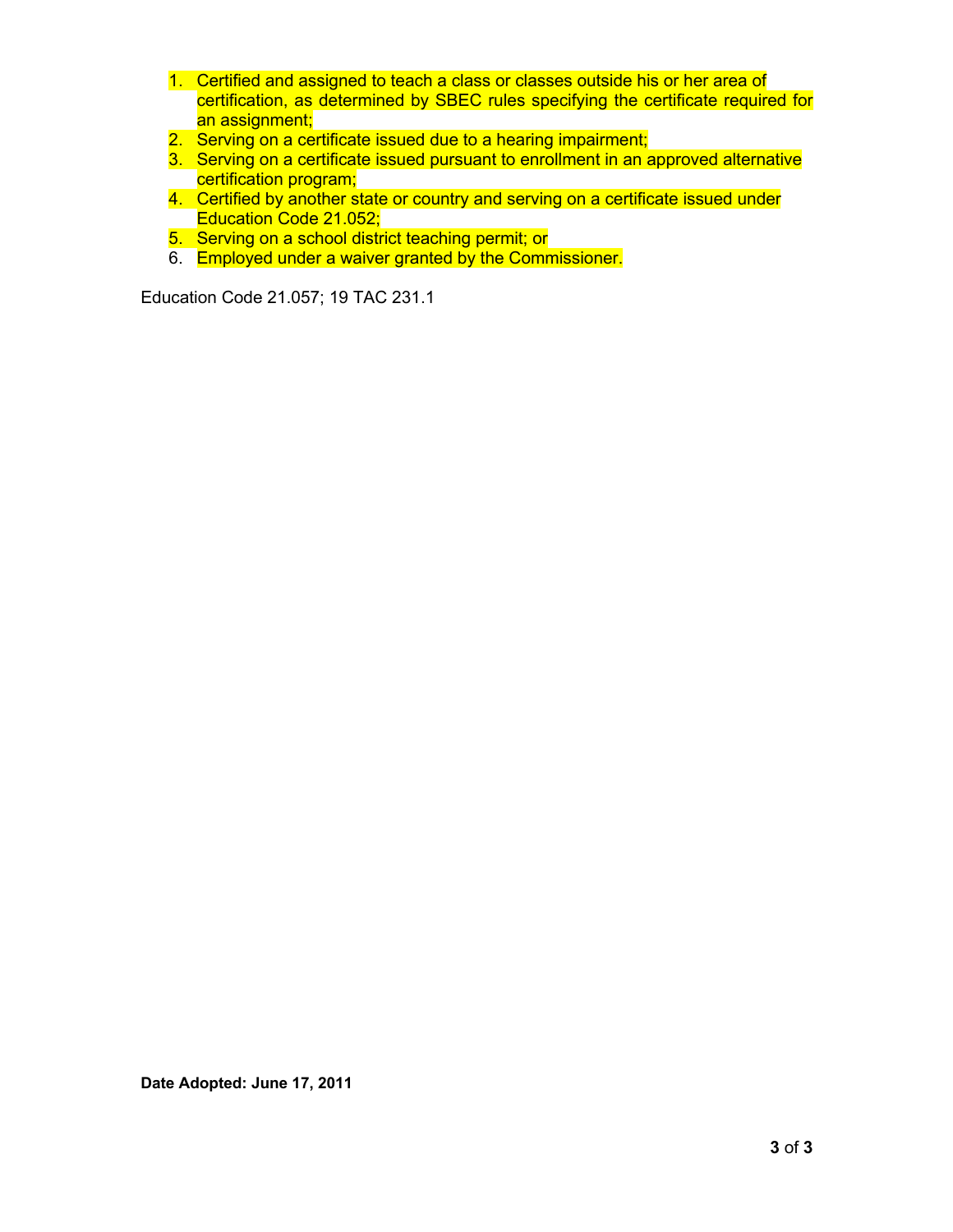1. Certified and assigned to teach a class or classes outside his or her area of certification, as determined by SBEC rules specifying the certificate required for an assignment;
2. Serving on a certificate issued due to a hearing impairment;
3. Serving on a certificate issued pursuant to enrollment in an approved alternative certification program;
4. Certified by another state or country and serving on a certificate issued under Education Code 21.052;
5. Serving on a school district teaching permit; or
6. Employed under a waiver granted by the Commissioner.

Education Code 21.057; 19 TAC 231.1

**Date Adopted: June 17, 2011**